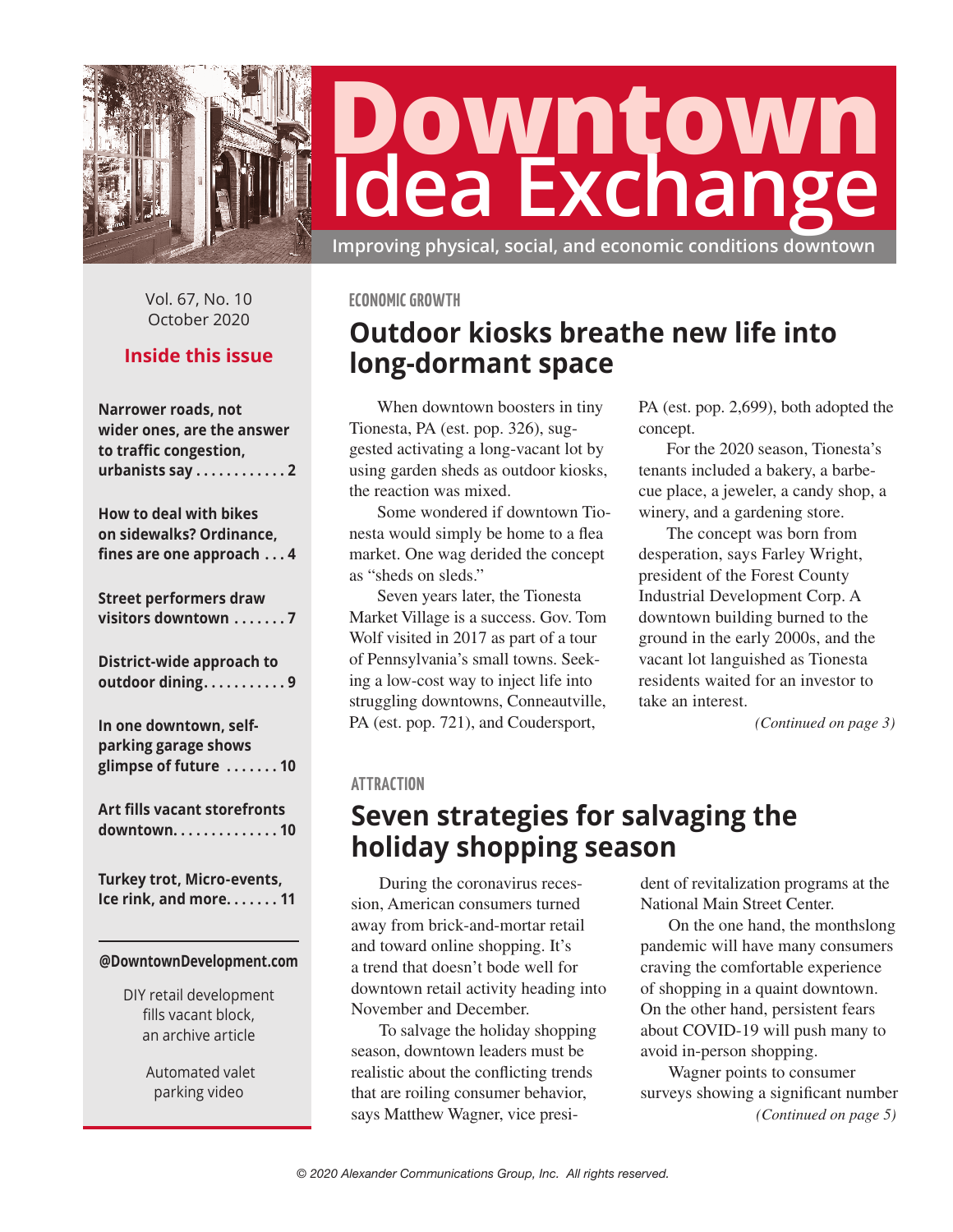# Downtown Idea Exchange

Improving physical, social, and economic conditions downtown

Vol. 67, No. 10
October 2020

**Inside this issue**

**Narrower roads, not wider ones, are the answer to traffic congestion, urbanists say . . . . . . . . . . . . 2**

**How to deal with bikes on sidewalks? Ordinance, fines are one approach . . . 4**

**Street performers draw visitors downtown . . . . . . . 7**

**District-wide approach to outdoor dining. . . . . . . . . . . 9**

**In one downtown, self-parking garage shows glimpse of future . . . . . . . 10**

**Art fills vacant storefronts downtown. . . . . . . . . . . . . 10**

**Turkey trot, Micro-events, Ice rink, and more. . . . . . . 11**

**@DowntownDevelopment.com**

DIY retail development fills vacant block, an archive article

Automated valet parking video

ECONOMIC GROWTH

## Outdoor kiosks breathe new life into long-dormant space

When downtown boosters in tiny Tionesta, PA (est. pop. 326), suggested activating a long-vacant lot by using garden sheds as outdoor kiosks, the reaction was mixed.

Some wondered if downtown Tionesta would simply be home to a flea market. One wag derided the concept as "sheds on sleds."

Seven years later, the Tionesta Market Village is a success. Gov. Tom Wolf visited in 2017 as part of a tour of Pennsylvania's small towns. Seeking a low-cost way to inject life into struggling downtowns, Conneautville, PA (est. pop. 721), and Coudersport, PA (est. pop. 2,699), both adopted the concept.

For the 2020 season, Tionesta's tenants included a bakery, a barbecue place, a jeweler, a candy shop, a winery, and a gardening store.

The concept was born from desperation, says Farley Wright, president of the Forest County Industrial Development Corp. A downtown building burned to the ground in the early 2000s, and the vacant lot languished as Tionesta residents waited for an investor to take an interest.

*(Continued on page 3)*

ATTRACTION

## Seven strategies for salvaging the holiday shopping season

During the coronavirus recession, American consumers turned away from brick-and-mortar retail and toward online shopping. It's a trend that doesn't bode well for downtown retail activity heading into November and December.

To salvage the holiday shopping season, downtown leaders must be realistic about the conflicting trends that are roiling consumer behavior, says Matthew Wagner, vice president of revitalization programs at the National Main Street Center.

On the one hand, the monthslong pandemic will have many consumers craving the comfortable experience of shopping in a quaint downtown. On the other hand, persistent fears about COVID-19 will push many to avoid in-person shopping.

Wagner points to consumer surveys showing a significant number

*(Continued on page 5)*

© 2020 Alexander Communications Group, Inc. All rights reserved.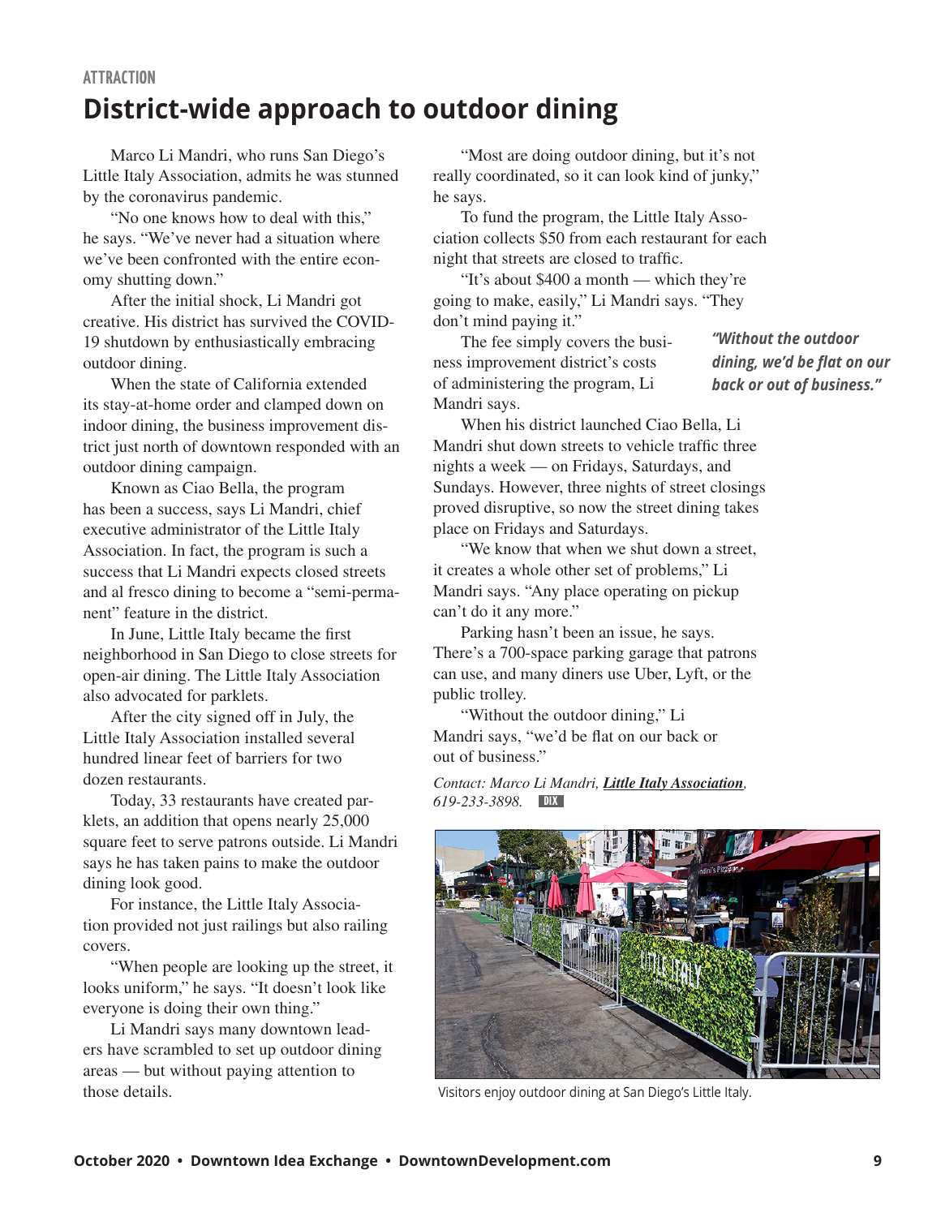ATTRACTION

# District-wide approach to outdoor dining

Marco Li Mandri, who runs San Diego's Little Italy Association, admits he was stunned by the coronavirus pandemic.

"No one knows how to deal with this," he says. "We've never had a situation where we've been confronted with the entire economy shutting down."

After the initial shock, Li Mandri got creative. His district has survived the COVID-19 shutdown by enthusiastically embracing outdoor dining.

When the state of California extended its stay-at-home order and clamped down on indoor dining, the business improvement district just north of downtown responded with an outdoor dining campaign.

Known as Ciao Bella, the program has been a success, says Li Mandri, chief executive administrator of the Little Italy Association. In fact, the program is such a success that Li Mandri expects closed streets and al fresco dining to become a "semi-permanent" feature in the district.

In June, Little Italy became the first neighborhood in San Diego to close streets for open-air dining. The Little Italy Association also advocated for parklets.

After the city signed off in July, the Little Italy Association installed several hundred linear feet of barriers for two dozen restaurants.

Today, 33 restaurants have created parklets, an addition that opens nearly 25,000 square feet to serve patrons outside. Li Mandri says he has taken pains to make the outdoor dining look good.

For instance, the Little Italy Association provided not just railings but also railing covers.

"When people are looking up the street, it looks uniform," he says. "It doesn't look like everyone is doing their own thing."

Li Mandri says many downtown leaders have scrambled to set up outdoor dining areas — but without paying attention to those details.

"Most are doing outdoor dining, but it's not really coordinated, so it can look kind of junky," he says.

To fund the program, the Little Italy Association collects $50 from each restaurant for each night that streets are closed to traffic.

"It's about $400 a month — which they're going to make, easily," Li Mandri says. "They don't mind paying it."

The fee simply covers the business improvement district's costs of administering the program, Li Mandri says.

***"Without the outdoor dining, we'd be flat on our back or out of business."***

When his district launched Ciao Bella, Li Mandri shut down streets to vehicle traffic three nights a week — on Fridays, Saturdays, and Sundays. However, three nights of street closings proved disruptive, so now the street dining takes place on Fridays and Saturdays.

"We know that when we shut down a street, it creates a whole other set of problems," Li Mandri says. "Any place operating on pickup can't do it any more."

Parking hasn't been an issue, he says. There's a 700-space parking garage that patrons can use, and many diners use Uber, Lyft, or the public trolley.

"Without the outdoor dining," Li Mandri says, "we'd be flat on our back or out of business."

*Contact: Marco Li Mandri, **Little Italy Association**, 619-233-3898.* DIX

Visitors enjoy outdoor dining at San Diego's Little Italy.